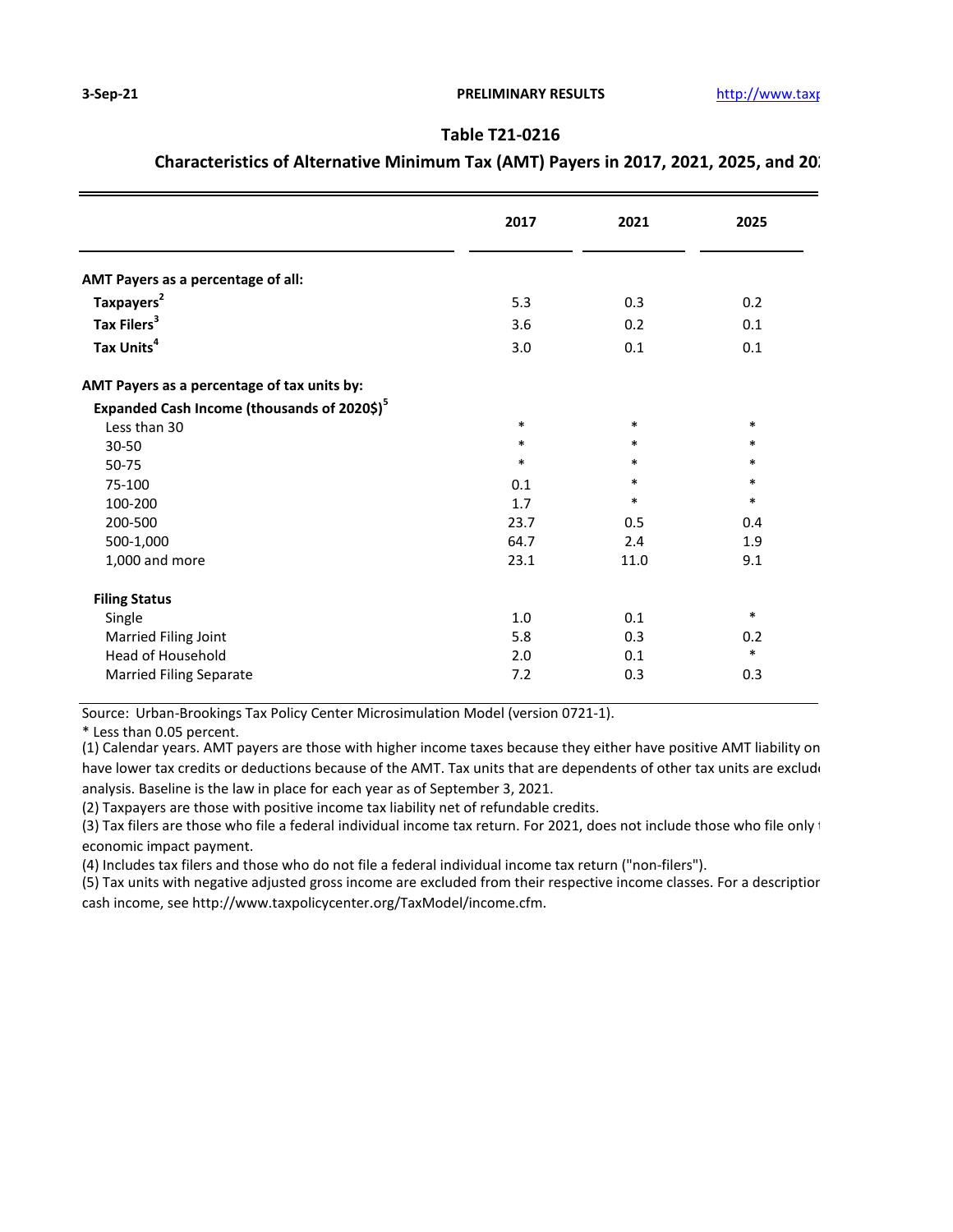3-Sep-21 PRELIMINARY RESULTS http://www.taxp

## Table T21-0216

### Characteristics of Alternative Minimum Tax (AMT) Payers in 2017, 2021, 2025, and 20

| | 2017 | 2021 | 2025 |
|---|---|---|---|
| **AMT Payers as a percentage of all:** | | | |
| **Taxpayers**[2] | 5.3 | 0.3 | 0.2 |
| **Tax Filers**[3] | 3.6 | 0.2 | 0.1 |
| **Tax Units**[4] | 3.0 | 0.1 | 0.1 |
| **AMT Payers as a percentage of tax units by:** | | | |
| **Expanded Cash Income (thousands of 2020$)**[5] | | | |
| Less than 30 | * | * | * |
| 30-50 | * | * | * |
| 50-75 | * | * | * |
| 75-100 | 0.1 | * | * |
| 100-200 | 1.7 | * | * |
| 200-500 | 23.7 | 0.5 | 0.4 |
| 500-1,000 | 64.7 | 2.4 | 1.9 |
| 1,000 and more | 23.1 | 11.0 | 9.1 |
| **Filing Status** | | | |
| Single | 1.0 | 0.1 | * |
| Married Filing Joint | 5.8 | 0.3 | 0.2 |
| Head of Household | 2.0 | 0.1 | * |
| Married Filing Separate | 7.2 | 0.3 | 0.3 |

Source: Urban-Brookings Tax Policy Center Microsimulation Model (version 0721-1).

* Less than 0.05 percent.

(1) Calendar years. AMT payers are those with higher income taxes because they either have positive AMT liability on have lower tax credits or deductions because of the AMT. Tax units that are dependents of other tax units are exclud analysis. Baseline is the law in place for each year as of September 3, 2021.

(2) Taxpayers are those with positive income tax liability net of refundable credits.

(3) Tax filers are those who file a federal individual income tax return. For 2021, does not include those who file only economic impact payment.

(4) Includes tax filers and those who do not file a federal individual income tax return ("non-filers").

(5) Tax units with negative adjusted gross income are excluded from their respective income classes. For a descriptior cash income, see http://www.taxpolicycenter.org/TaxModel/income.cfm.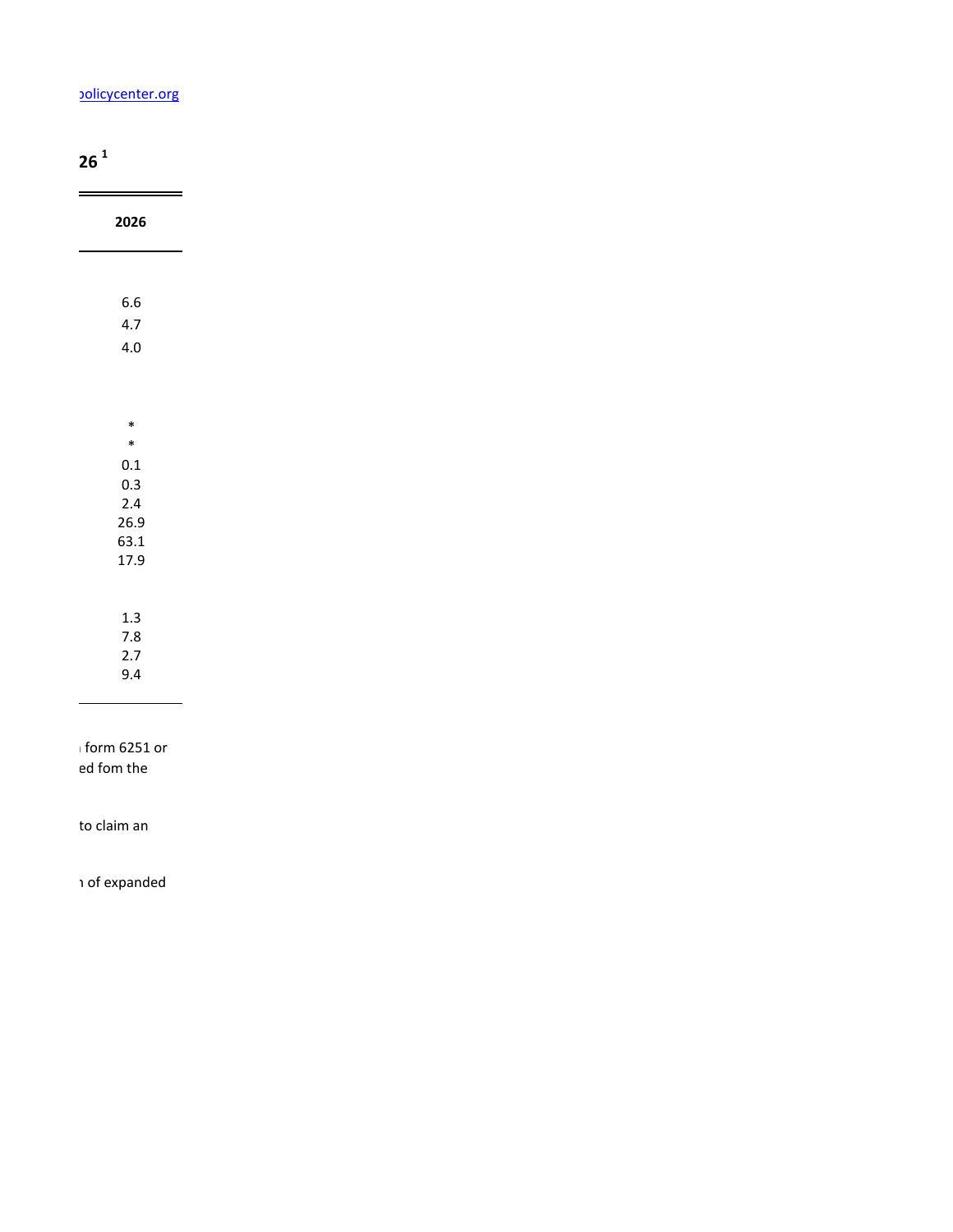policycenter.org

**26** [1]

| 2026 |
|---|
| |
| 6.6 |
| 4.7 |
| 4.0 |
| |
| * |
| * |
| 0.1 |
| 0.3 |
| 2.4 |
| 26.9 |
| 63.1 |
| 17.9 |
| |
| 1.3 |
| 7.8 |
| 2.7 |
| 9.4 |

form 6251 or
ed fom the

to claim an

of expanded